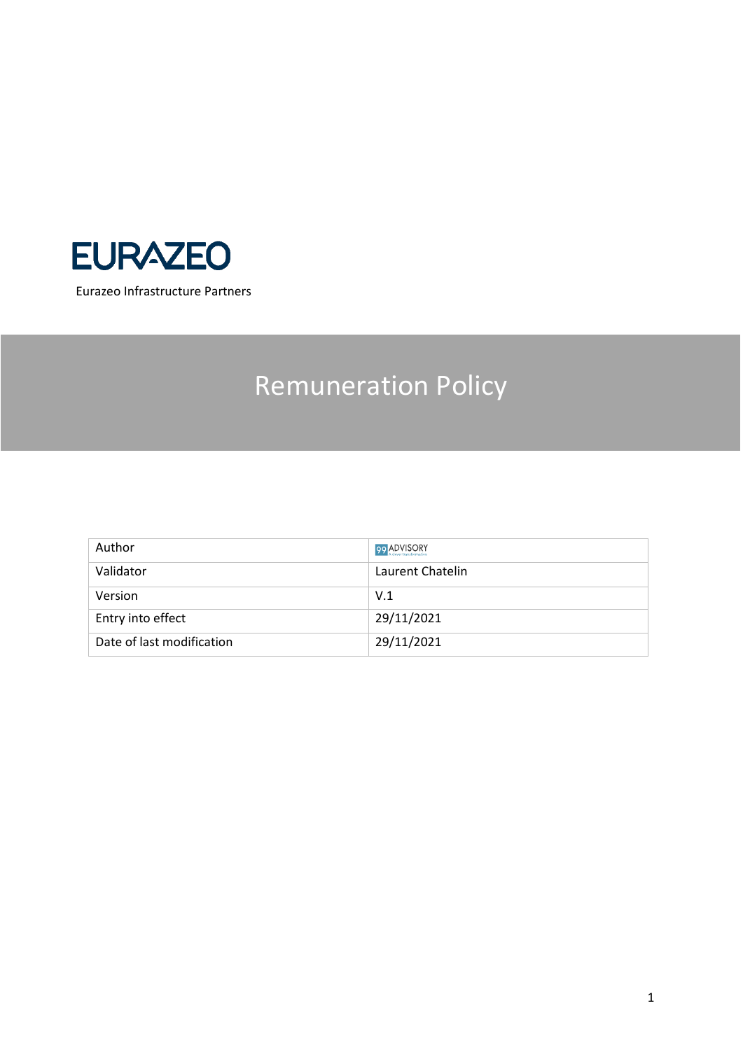EURAZEO

Eurazeo Infrastructure Partners

# Remuneration Policy

| Author | 99 ADVISORY |
| --- | --- |
| Validator | Laurent Chatelin |
| Version | V.1 |
| Entry into effect | 29/11/2021 |
| Date of last modification | 29/11/2021 |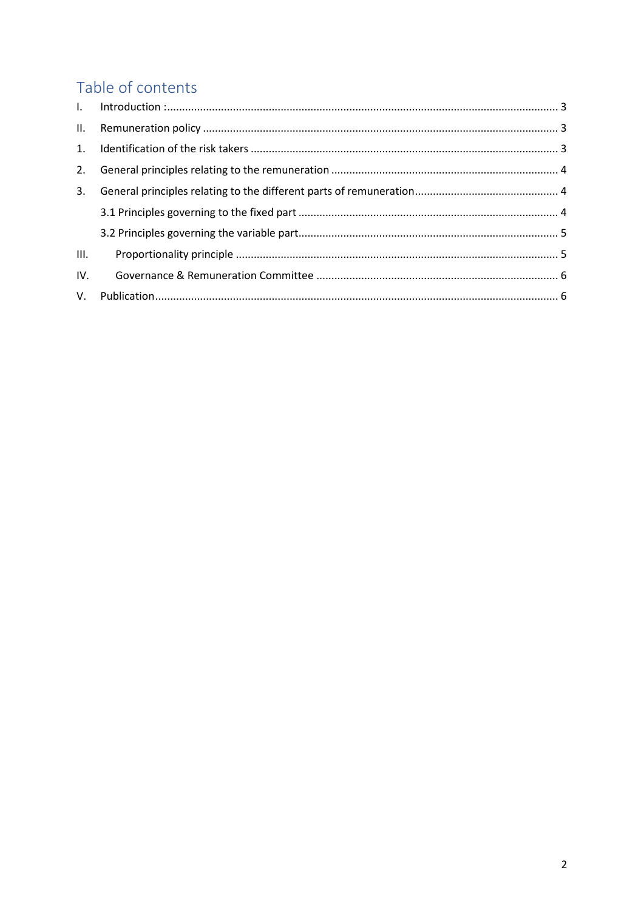# Table of contents

I. Introduction : ........................................................................................................................... 3

II. Remuneration policy ................................................................................................................. 3

1. Identification of the risk takers ................................................................................................. 3

2. General principles relating to the remuneration ........................................................................ 4

3. General principles relating to the different parts of remuneration ............................................ 4

   3.1 Principles governing to the fixed part ................................................................................. 4

   3.2 Principles governing the variable part................................................................................. 5

III. Proportionality principle ........................................................................................................ 5

IV. Governance & Remuneration Committee ............................................................................... 6

V. Publication.................................................................................................................................. 6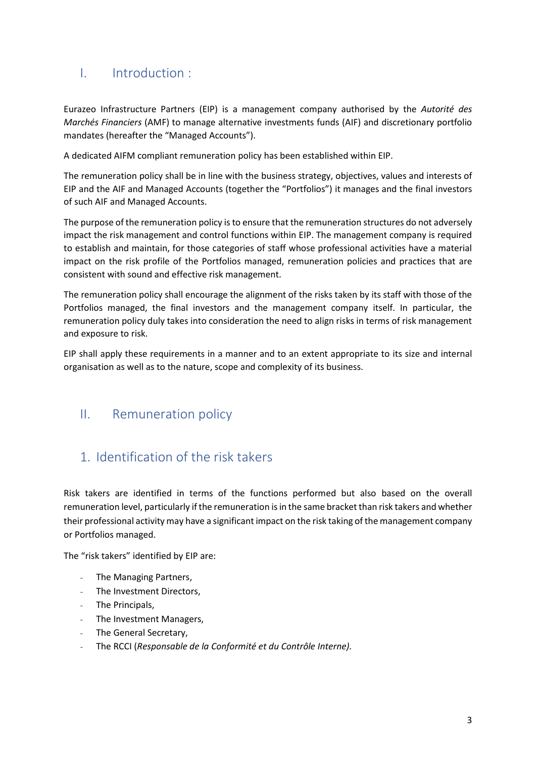# I. Introduction :

Eurazeo Infrastructure Partners (EIP) is a management company authorised by the *Autorité des Marchés Financiers* (AMF) to manage alternative investments funds (AIF) and discretionary portfolio mandates (hereafter the "Managed Accounts").

A dedicated AIFM compliant remuneration policy has been established within EIP.

The remuneration policy shall be in line with the business strategy, objectives, values and interests of EIP and the AIF and Managed Accounts (together the "Portfolios") it manages and the final investors of such AIF and Managed Accounts.

The purpose of the remuneration policy is to ensure that the remuneration structures do not adversely impact the risk management and control functions within EIP. The management company is required to establish and maintain, for those categories of staff whose professional activities have a material impact on the risk profile of the Portfolios managed, remuneration policies and practices that are consistent with sound and effective risk management.

The remuneration policy shall encourage the alignment of the risks taken by its staff with those of the Portfolios managed, the final investors and the management company itself. In particular, the remuneration policy duly takes into consideration the need to align risks in terms of risk management and exposure to risk.

EIP shall apply these requirements in a manner and to an extent appropriate to its size and internal organisation as well as to the nature, scope and complexity of its business.

# II. Remuneration policy

## 1. Identification of the risk takers

Risk takers are identified in terms of the functions performed but also based on the overall remuneration level, particularly if the remuneration is in the same bracket than risk takers and whether their professional activity may have a significant impact on the risk taking of the management company or Portfolios managed.

The "risk takers" identified by EIP are:

- The Managing Partners,
- The Investment Directors,
- The Principals,
- The Investment Managers,
- The General Secretary,
- The RCCI (*Responsable de la Conformité et du Contrôle Interne).*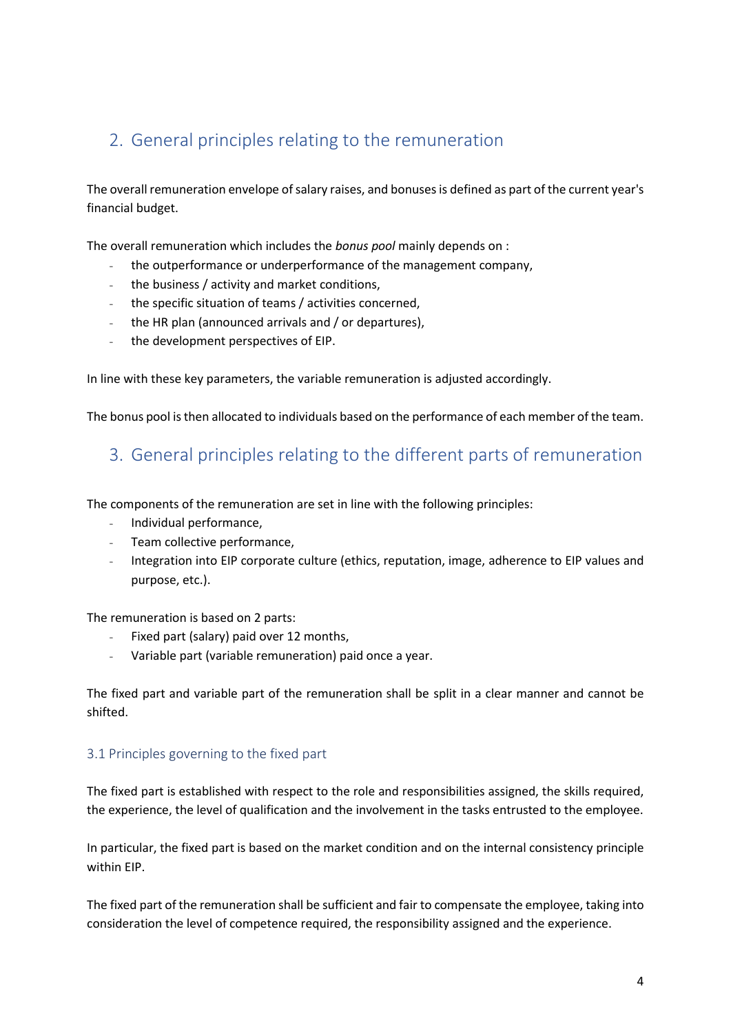## 2. General principles relating to the remuneration

The overall remuneration envelope of salary raises, and bonuses is defined as part of the current year's financial budget.

The overall remuneration which includes the *bonus pool* mainly depends on :

- the outperformance or underperformance of the management company,
- the business / activity and market conditions,
- the specific situation of teams / activities concerned,
- the HR plan (announced arrivals and / or departures),
- the development perspectives of EIP.

In line with these key parameters, the variable remuneration is adjusted accordingly.

The bonus pool is then allocated to individuals based on the performance of each member of the team.

## 3. General principles relating to the different parts of remuneration

The components of the remuneration are set in line with the following principles:

- Individual performance,
- Team collective performance,
- Integration into EIP corporate culture (ethics, reputation, image, adherence to EIP values and purpose, etc.).

The remuneration is based on 2 parts:

- Fixed part (salary) paid over 12 months,
- Variable part (variable remuneration) paid once a year.

The fixed part and variable part of the remuneration shall be split in a clear manner and cannot be shifted.

### 3.1 Principles governing to the fixed part

The fixed part is established with respect to the role and responsibilities assigned, the skills required, the experience, the level of qualification and the involvement in the tasks entrusted to the employee.

In particular, the fixed part is based on the market condition and on the internal consistency principle within EIP.

The fixed part of the remuneration shall be sufficient and fair to compensate the employee, taking into consideration the level of competence required, the responsibility assigned and the experience.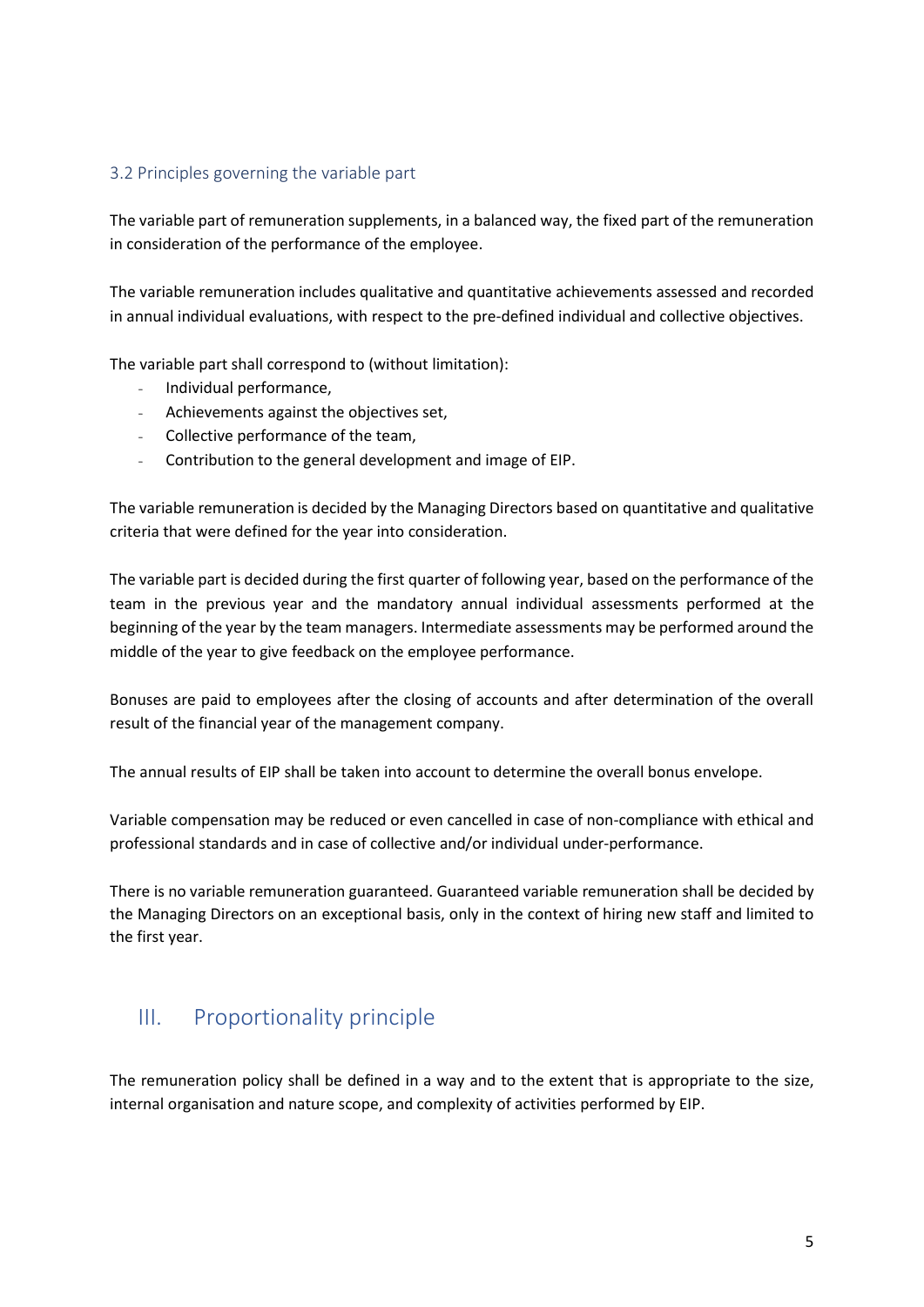### 3.2 Principles governing the variable part

The variable part of remuneration supplements, in a balanced way, the fixed part of the remuneration in consideration of the performance of the employee.

The variable remuneration includes qualitative and quantitative achievements assessed and recorded in annual individual evaluations, with respect to the pre-defined individual and collective objectives.

The variable part shall correspond to (without limitation):

- Individual performance,
- Achievements against the objectives set,
- Collective performance of the team,
- Contribution to the general development and image of EIP.

The variable remuneration is decided by the Managing Directors based on quantitative and qualitative criteria that were defined for the year into consideration.

The variable part is decided during the first quarter of following year, based on the performance of the team in the previous year and the mandatory annual individual assessments performed at the beginning of the year by the team managers. Intermediate assessments may be performed around the middle of the year to give feedback on the employee performance.

Bonuses are paid to employees after the closing of accounts and after determination of the overall result of the financial year of the management company.

The annual results of EIP shall be taken into account to determine the overall bonus envelope.

Variable compensation may be reduced or even cancelled in case of non-compliance with ethical and professional standards and in case of collective and/or individual under-performance.

There is no variable remuneration guaranteed. Guaranteed variable remuneration shall be decided by the Managing Directors on an exceptional basis, only in the context of hiring new staff and limited to the first year.

## III. Proportionality principle

The remuneration policy shall be defined in a way and to the extent that is appropriate to the size, internal organisation and nature scope, and complexity of activities performed by EIP.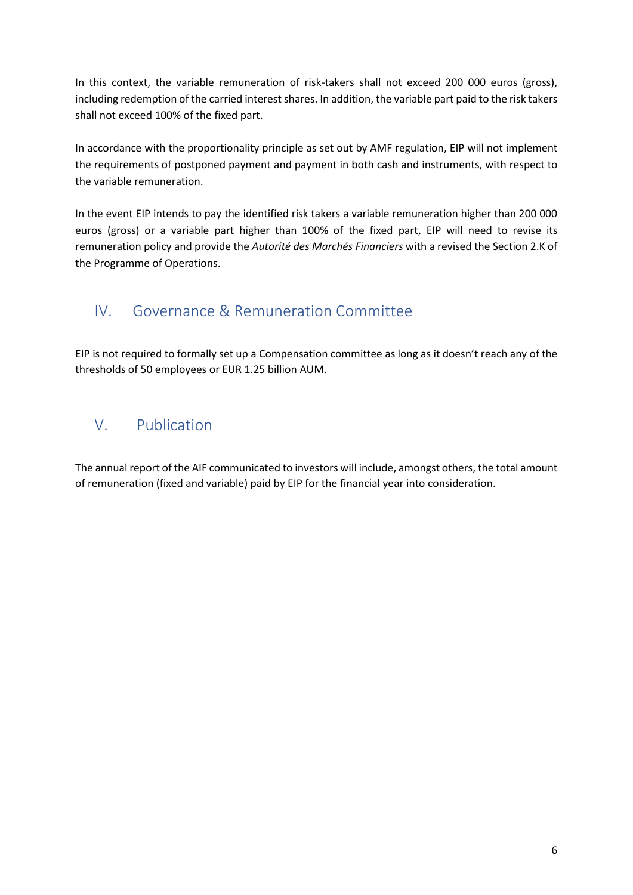In this context, the variable remuneration of risk-takers shall not exceed 200 000 euros (gross), including redemption of the carried interest shares. In addition, the variable part paid to the risk takers shall not exceed 100% of the fixed part.

In accordance with the proportionality principle as set out by AMF regulation, EIP will not implement the requirements of postponed payment and payment in both cash and instruments, with respect to the variable remuneration.

In the event EIP intends to pay the identified risk takers a variable remuneration higher than 200 000 euros (gross) or a variable part higher than 100% of the fixed part, EIP will need to revise its remuneration policy and provide the *Autorité des Marchés Financiers* with a revised the Section 2.K of the Programme of Operations.

## IV. Governance & Remuneration Committee

EIP is not required to formally set up a Compensation committee as long as it doesn't reach any of the thresholds of 50 employees or EUR 1.25 billion AUM.

## V. Publication

The annual report of the AIF communicated to investors will include, amongst others, the total amount of remuneration (fixed and variable) paid by EIP for the financial year into consideration.